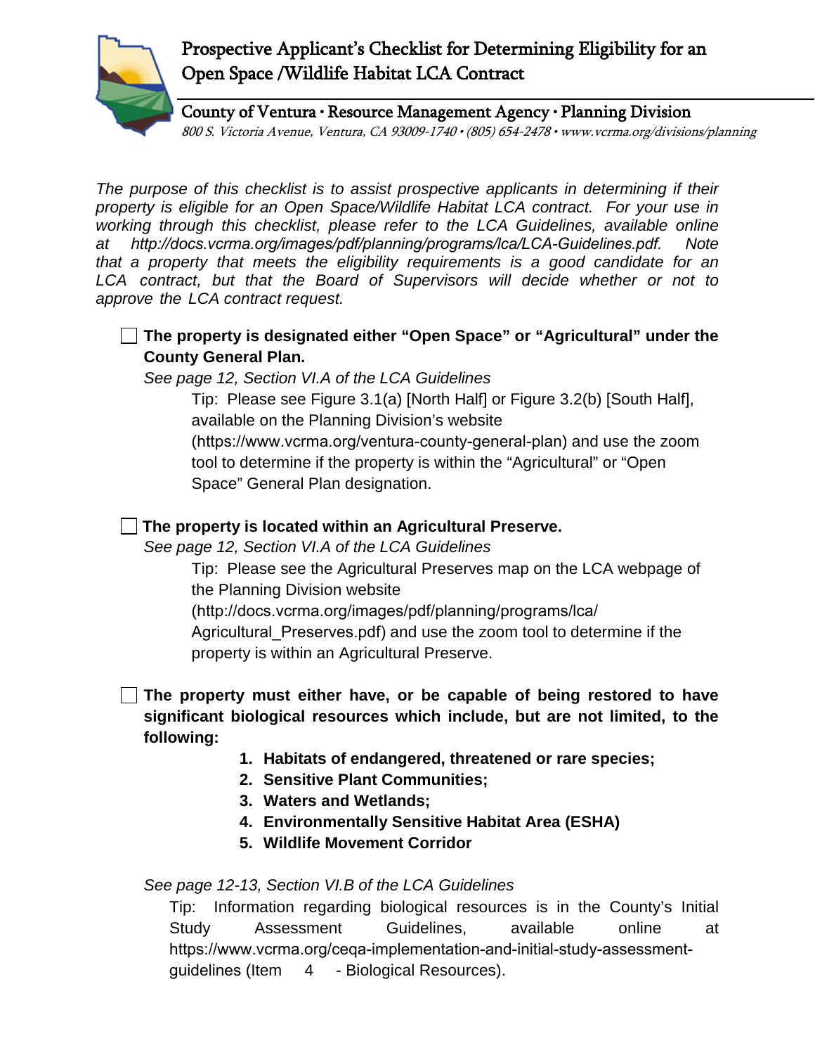# Prospective Applicant's Checklist for Determining Eligibility for an Open Space /Wildlife Habitat LCA Contract

County of Ventura • Resource Management Agency • Planning Division

*800 S. Victoria Avenue, Ventura, CA 93009-1740 • (805) 654-2478 • www.vcrma.org/divisions/planning*

*The purpose of this checklist is to assist prospective applicants in determining if their property is eligible for an Open Space/Wildlife Habitat LCA contract. For your use in working through this checklist, please refer to the LCA Guidelines, available online at http://docs.vcrma.org/images/pdf/planning/programs/lca/LCA-Guidelines.pdf. Note that a property that meets the eligibility requirements is a good candidate for an LCA contract, but that the Board of Supervisors will decide whether or not to approve the LCA contract request.*

☐ **The property is designated either "Open Space" or "Agricultural" under the County General Plan.**

*See page 12, Section VI.A of the LCA Guidelines*

Tip: Please see Figure 3.1(a) [North Half] or Figure 3.2(b) [South Half], available on the Planning Division's website (https://www.vcrma.org/ventura-county-general-plan) and use the zoom tool to determine if the property is within the "Agricultural" or "Open Space" General Plan designation.

☐ **The property is located within an Agricultural Preserve.**

*See page 12, Section VI.A of the LCA Guidelines*

Tip: Please see the Agricultural Preserves map on the LCA webpage of the Planning Division website (http://docs.vcrma.org/images/pdf/planning/programs/lca/Agricultural_Preserves.pdf) and use the zoom tool to determine if the property is within an Agricultural Preserve.

☐ **The property must either have, or be capable of being restored to have significant biological resources which include, but are not limited, to the following:**

1. **Habitats of endangered, threatened or rare species;**
2. **Sensitive Plant Communities;**
3. **Waters and Wetlands;**
4. **Environmentally Sensitive Habitat Area (ESHA)**
5. **Wildlife Movement Corridor**

*See page 12-13, Section VI.B of the LCA Guidelines*

Tip: Information regarding biological resources is in the County's Initial Study Assessment Guidelines, available online at https://www.vcrma.org/ceqa-implementation-and-initial-study-assessment-guidelines (Item 4 - Biological Resources).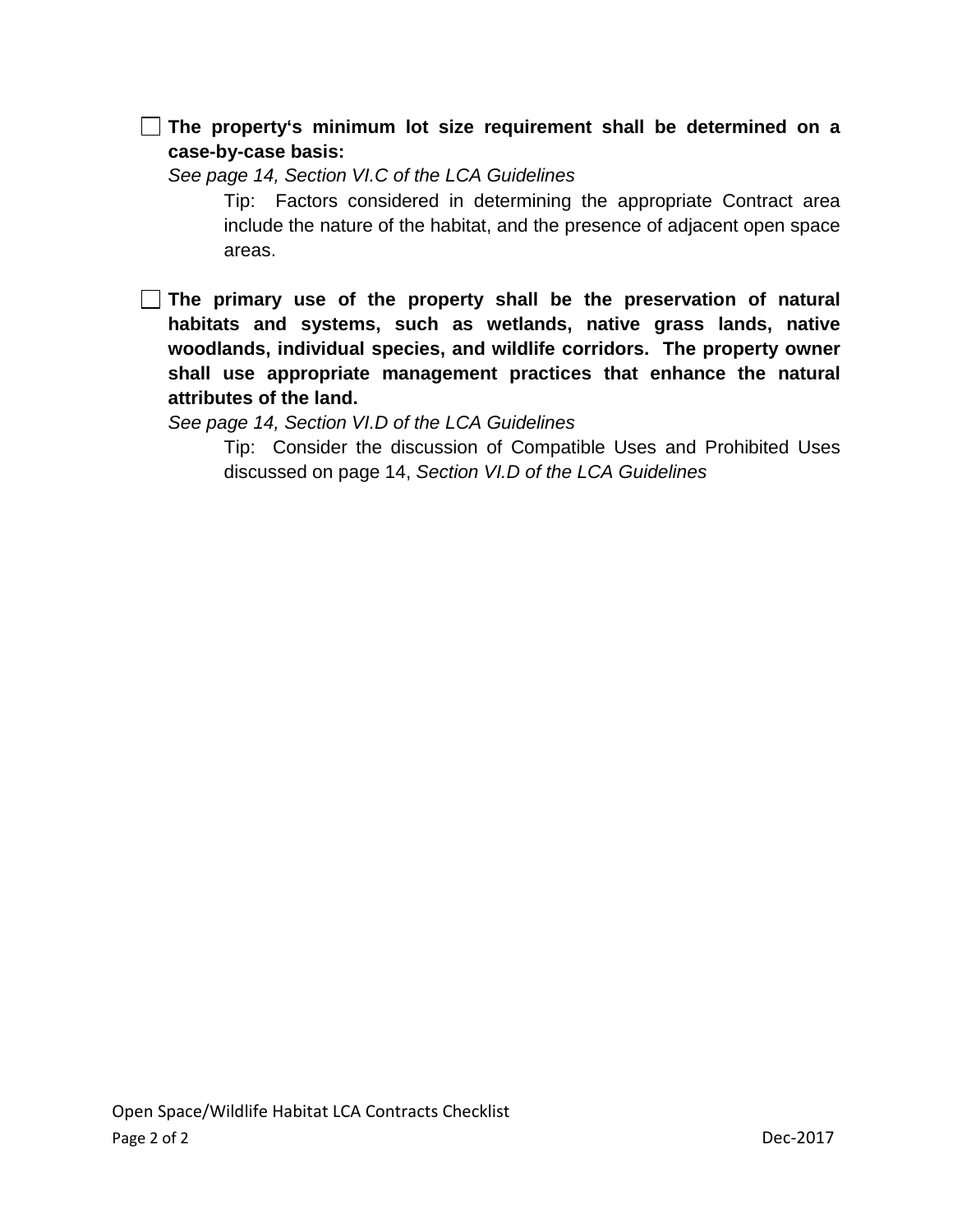- [ ] **The property's minimum lot size requirement shall be determined on a case-by-case basis:**

  *See page 14, Section VI.C of the LCA Guidelines*

  Tip: Factors considered in determining the appropriate Contract area include the nature of the habitat, and the presence of adjacent open space areas.

- [ ] **The primary use of the property shall be the preservation of natural habitats and systems, such as wetlands, native grass lands, native woodlands, individual species, and wildlife corridors. The property owner shall use appropriate management practices that enhance the natural attributes of the land.**

  *See page 14, Section VI.D of the LCA Guidelines*

  Tip: Consider the discussion of Compatible Uses and Prohibited Uses discussed on page 14, *Section VI.D of the LCA Guidelines*